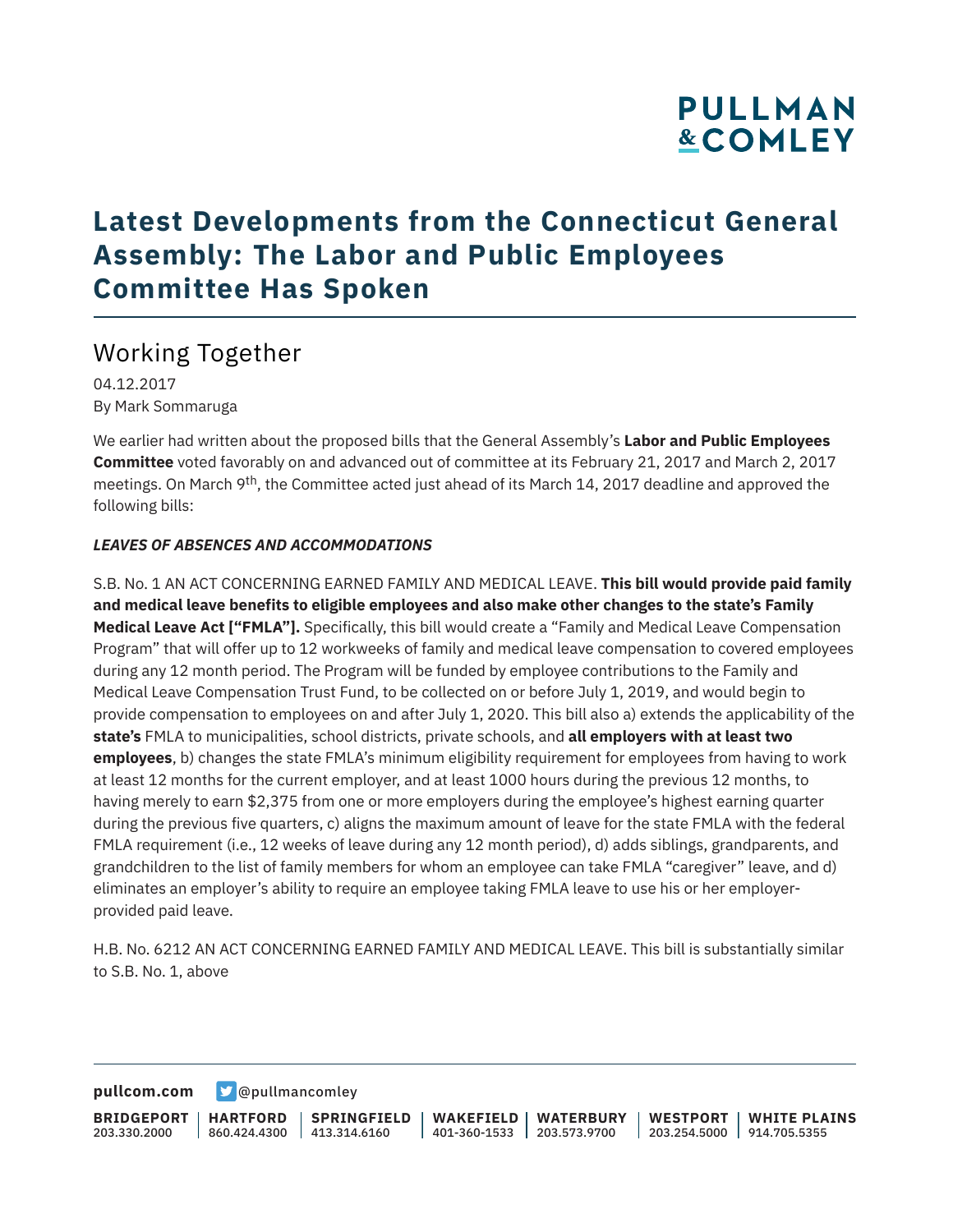# Latest Developments from the Connecticut General Assembly: The Labor and Public Employees Committee Has Spoken

## Working Together

04.12.2017
By Mark Sommaruga

We earlier had written about the proposed bills that the General Assembly's **Labor and Public Employees Committee** voted favorably on and advanced out of committee at its February 21, 2017 and March 2, 2017 meetings. On March 9th, the Committee acted just ahead of its March 14, 2017 deadline and approved the following bills:

***LEAVES OF ABSENCES AND ACCOMMODATIONS***

S.B. No. 1 AN ACT CONCERNING EARNED FAMILY AND MEDICAL LEAVE. **This bill would provide paid family and medical leave benefits to eligible employees and also make other changes to the state's Family Medical Leave Act ["FMLA"].** Specifically, this bill would create a "Family and Medical Leave Compensation Program" that will offer up to 12 workweeks of family and medical leave compensation to covered employees during any 12 month period. The Program will be funded by employee contributions to the Family and Medical Leave Compensation Trust Fund, to be collected on or before July 1, 2019, and would begin to provide compensation to employees on and after July 1, 2020. This bill also a) extends the applicability of the **state's** FMLA to municipalities, school districts, private schools, and **all employers with at least two employees**, b) changes the state FMLA's minimum eligibility requirement for employees from having to work at least 12 months for the current employer, and at least 1000 hours during the previous 12 months, to having merely to earn $2,375 from one or more employers during the employee's highest earning quarter during the previous five quarters, c) aligns the maximum amount of leave for the state FMLA with the federal FMLA requirement (i.e., 12 weeks of leave during any 12 month period), d) adds siblings, grandparents, and grandchildren to the list of family members for whom an employee can take FMLA "caregiver" leave, and d) eliminates an employer's ability to require an employee taking FMLA leave to use his or her employer-provided paid leave.

H.B. No. 6212 AN ACT CONCERNING EARNED FAMILY AND MEDICAL LEAVE. This bill is substantially similar to S.B. No. 1, above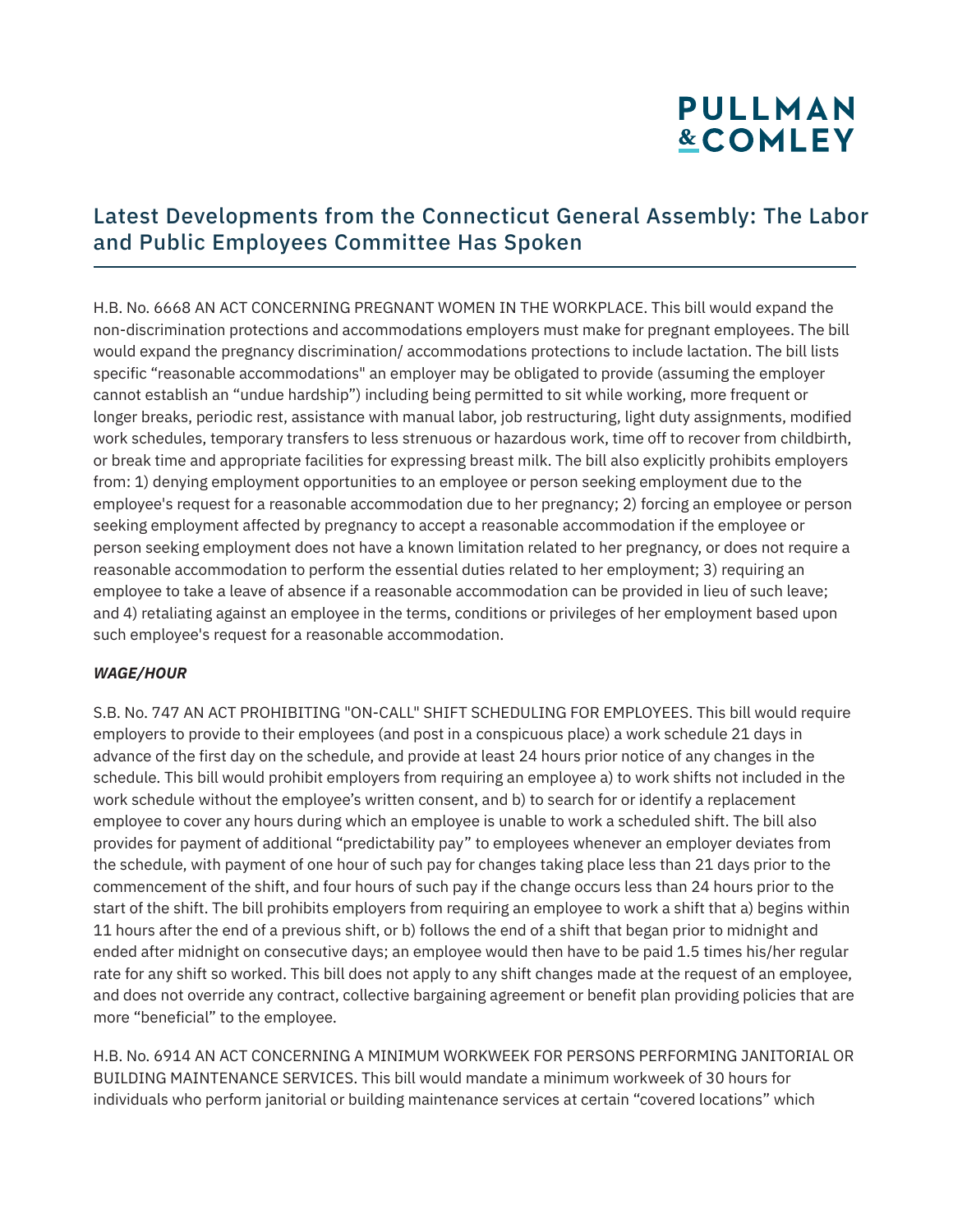## Latest Developments from the Connecticut General Assembly: The Labor and Public Employees Committee Has Spoken

H.B. No. 6668 AN ACT CONCERNING PREGNANT WOMEN IN THE WORKPLACE. This bill would expand the non-discrimination protections and accommodations employers must make for pregnant employees. The bill would expand the pregnancy discrimination/ accommodations protections to include lactation. The bill lists specific "reasonable accommodations" an employer may be obligated to provide (assuming the employer cannot establish an "undue hardship") including being permitted to sit while working, more frequent or longer breaks, periodic rest, assistance with manual labor, job restructuring, light duty assignments, modified work schedules, temporary transfers to less strenuous or hazardous work, time off to recover from childbirth, or break time and appropriate facilities for expressing breast milk. The bill also explicitly prohibits employers from: 1) denying employment opportunities to an employee or person seeking employment due to the employee's request for a reasonable accommodation due to her pregnancy; 2) forcing an employee or person seeking employment affected by pregnancy to accept a reasonable accommodation if the employee or person seeking employment does not have a known limitation related to her pregnancy, or does not require a reasonable accommodation to perform the essential duties related to her employment; 3) requiring an employee to take a leave of absence if a reasonable accommodation can be provided in lieu of such leave; and 4) retaliating against an employee in the terms, conditions or privileges of her employment based upon such employee's request for a reasonable accommodation.

***WAGE/HOUR***

S.B. No. 747 AN ACT PROHIBITING "ON-CALL" SHIFT SCHEDULING FOR EMPLOYEES. This bill would require employers to provide to their employees (and post in a conspicuous place) a work schedule 21 days in advance of the first day on the schedule, and provide at least 24 hours prior notice of any changes in the schedule. This bill would prohibit employers from requiring an employee a) to work shifts not included in the work schedule without the employee's written consent, and b) to search for or identify a replacement employee to cover any hours during which an employee is unable to work a scheduled shift. The bill also provides for payment of additional "predictability pay" to employees whenever an employer deviates from the schedule, with payment of one hour of such pay for changes taking place less than 21 days prior to the commencement of the shift, and four hours of such pay if the change occurs less than 24 hours prior to the start of the shift. The bill prohibits employers from requiring an employee to work a shift that a) begins within 11 hours after the end of a previous shift, or b) follows the end of a shift that began prior to midnight and ended after midnight on consecutive days; an employee would then have to be paid 1.5 times his/her regular rate for any shift so worked. This bill does not apply to any shift changes made at the request of an employee, and does not override any contract, collective bargaining agreement or benefit plan providing policies that are more "beneficial" to the employee.

H.B. No. 6914 AN ACT CONCERNING A MINIMUM WORKWEEK FOR PERSONS PERFORMING JANITORIAL OR BUILDING MAINTENANCE SERVICES. This bill would mandate a minimum workweek of 30 hours for individuals who perform janitorial or building maintenance services at certain "covered locations" which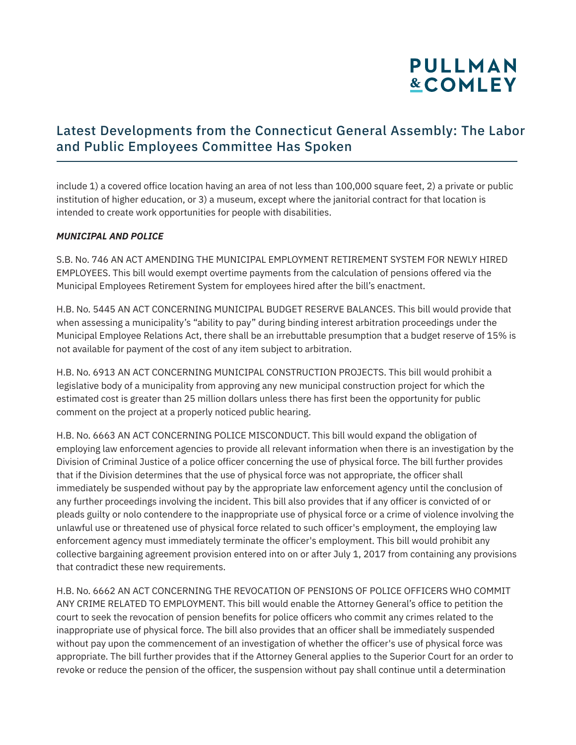include 1) a covered office location having an area of not less than 100,000 square feet, 2) a private or public institution of higher education, or 3) a museum, except where the janitorial contract for that location is intended to create work opportunities for people with disabilities.

***MUNICIPAL AND POLICE***

S.B. No. 746 AN ACT AMENDING THE MUNICIPAL EMPLOYMENT RETIREMENT SYSTEM FOR NEWLY HIRED EMPLOYEES. This bill would exempt overtime payments from the calculation of pensions offered via the Municipal Employees Retirement System for employees hired after the bill's enactment.

H.B. No. 5445 AN ACT CONCERNING MUNICIPAL BUDGET RESERVE BALANCES. This bill would provide that when assessing a municipality's "ability to pay" during binding interest arbitration proceedings under the Municipal Employee Relations Act, there shall be an irrebuttable presumption that a budget reserve of 15% is not available for payment of the cost of any item subject to arbitration.

H.B. No. 6913 AN ACT CONCERNING MUNICIPAL CONSTRUCTION PROJECTS. This bill would prohibit a legislative body of a municipality from approving any new municipal construction project for which the estimated cost is greater than 25 million dollars unless there has first been the opportunity for public comment on the project at a properly noticed public hearing.

H.B. No. 6663 AN ACT CONCERNING POLICE MISCONDUCT. This bill would expand the obligation of employing law enforcement agencies to provide all relevant information when there is an investigation by the Division of Criminal Justice of a police officer concerning the use of physical force. The bill further provides that if the Division determines that the use of physical force was not appropriate, the officer shall immediately be suspended without pay by the appropriate law enforcement agency until the conclusion of any further proceedings involving the incident. This bill also provides that if any officer is convicted of or pleads guilty or nolo contendere to the inappropriate use of physical force or a crime of violence involving the unlawful use or threatened use of physical force related to such officer's employment, the employing law enforcement agency must immediately terminate the officer's employment. This bill would prohibit any collective bargaining agreement provision entered into on or after July 1, 2017 from containing any provisions that contradict these new requirements.

H.B. No. 6662 AN ACT CONCERNING THE REVOCATION OF PENSIONS OF POLICE OFFICERS WHO COMMIT ANY CRIME RELATED TO EMPLOYMENT. This bill would enable the Attorney General's office to petition the court to seek the revocation of pension benefits for police officers who commit any crimes related to the inappropriate use of physical force. The bill also provides that an officer shall be immediately suspended without pay upon the commencement of an investigation of whether the officer's use of physical force was appropriate. The bill further provides that if the Attorney General applies to the Superior Court for an order to revoke or reduce the pension of the officer, the suspension without pay shall continue until a determination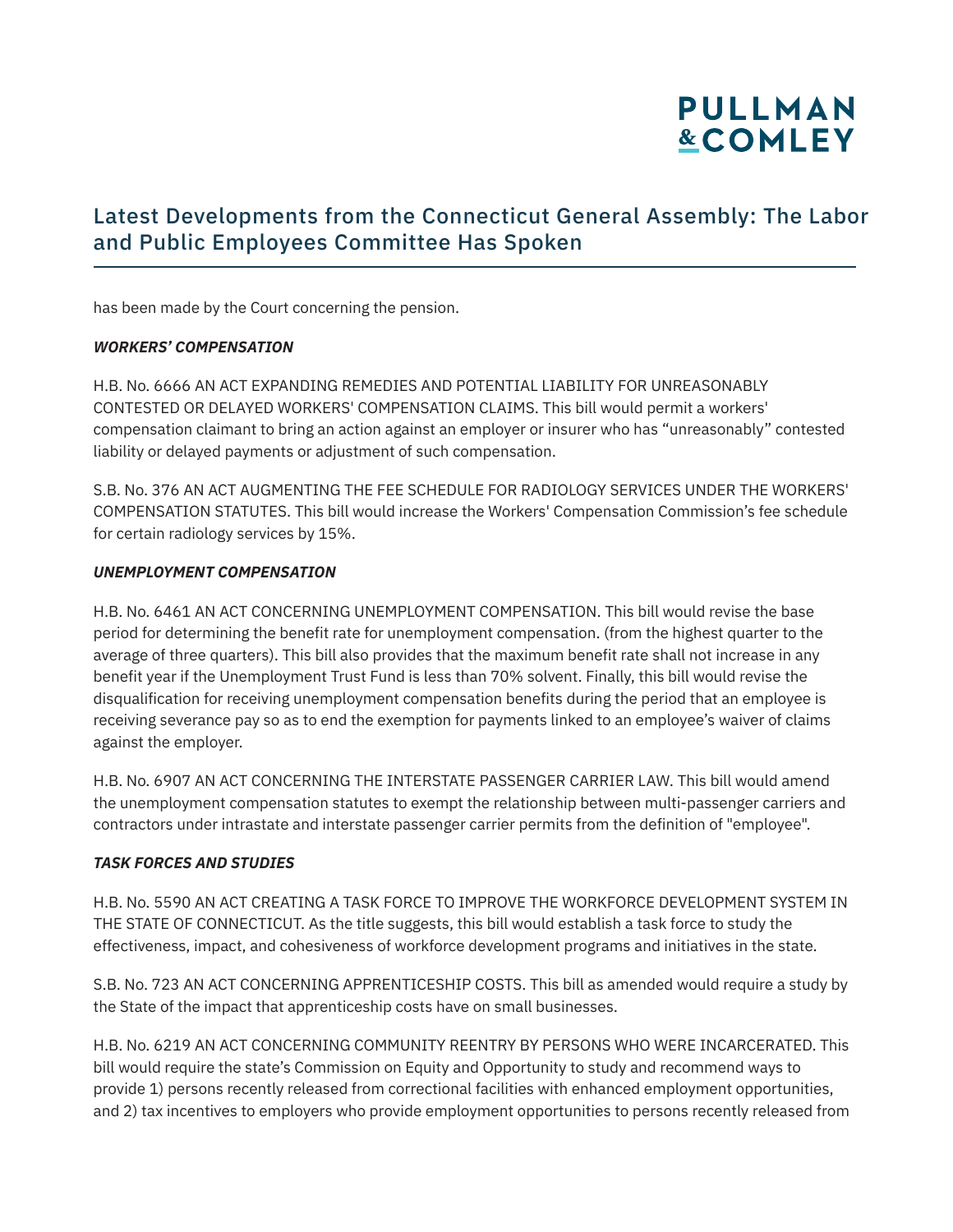has been made by the Court concerning the pension.

***WORKERS' COMPENSATION***

H.B. No. 6666 AN ACT EXPANDING REMEDIES AND POTENTIAL LIABILITY FOR UNREASONABLY CONTESTED OR DELAYED WORKERS' COMPENSATION CLAIMS. This bill would permit a workers' compensation claimant to bring an action against an employer or insurer who has "unreasonably" contested liability or delayed payments or adjustment of such compensation.

S.B. No. 376 AN ACT AUGMENTING THE FEE SCHEDULE FOR RADIOLOGY SERVICES UNDER THE WORKERS' COMPENSATION STATUTES. This bill would increase the Workers' Compensation Commission's fee schedule for certain radiology services by 15%.

***UNEMPLOYMENT COMPENSATION***

H.B. No. 6461 AN ACT CONCERNING UNEMPLOYMENT COMPENSATION. This bill would revise the base period for determining the benefit rate for unemployment compensation. (from the highest quarter to the average of three quarters). This bill also provides that the maximum benefit rate shall not increase in any benefit year if the Unemployment Trust Fund is less than 70% solvent. Finally, this bill would revise the disqualification for receiving unemployment compensation benefits during the period that an employee is receiving severance pay so as to end the exemption for payments linked to an employee's waiver of claims against the employer.

H.B. No. 6907 AN ACT CONCERNING THE INTERSTATE PASSENGER CARRIER LAW. This bill would amend the unemployment compensation statutes to exempt the relationship between multi-passenger carriers and contractors under intrastate and interstate passenger carrier permits from the definition of "employee".

***TASK FORCES AND STUDIES***

H.B. No. 5590 AN ACT CREATING A TASK FORCE TO IMPROVE THE WORKFORCE DEVELOPMENT SYSTEM IN THE STATE OF CONNECTICUT. As the title suggests, this bill would establish a task force to study the effectiveness, impact, and cohesiveness of workforce development programs and initiatives in the state.

S.B. No. 723 AN ACT CONCERNING APPRENTICESHIP COSTS. This bill as amended would require a study by the State of the impact that apprenticeship costs have on small businesses.

H.B. No. 6219 AN ACT CONCERNING COMMUNITY REENTRY BY PERSONS WHO WERE INCARCERATED. This bill would require the state's Commission on Equity and Opportunity to study and recommend ways to provide 1) persons recently released from correctional facilities with enhanced employment opportunities, and 2) tax incentives to employers who provide employment opportunities to persons recently released from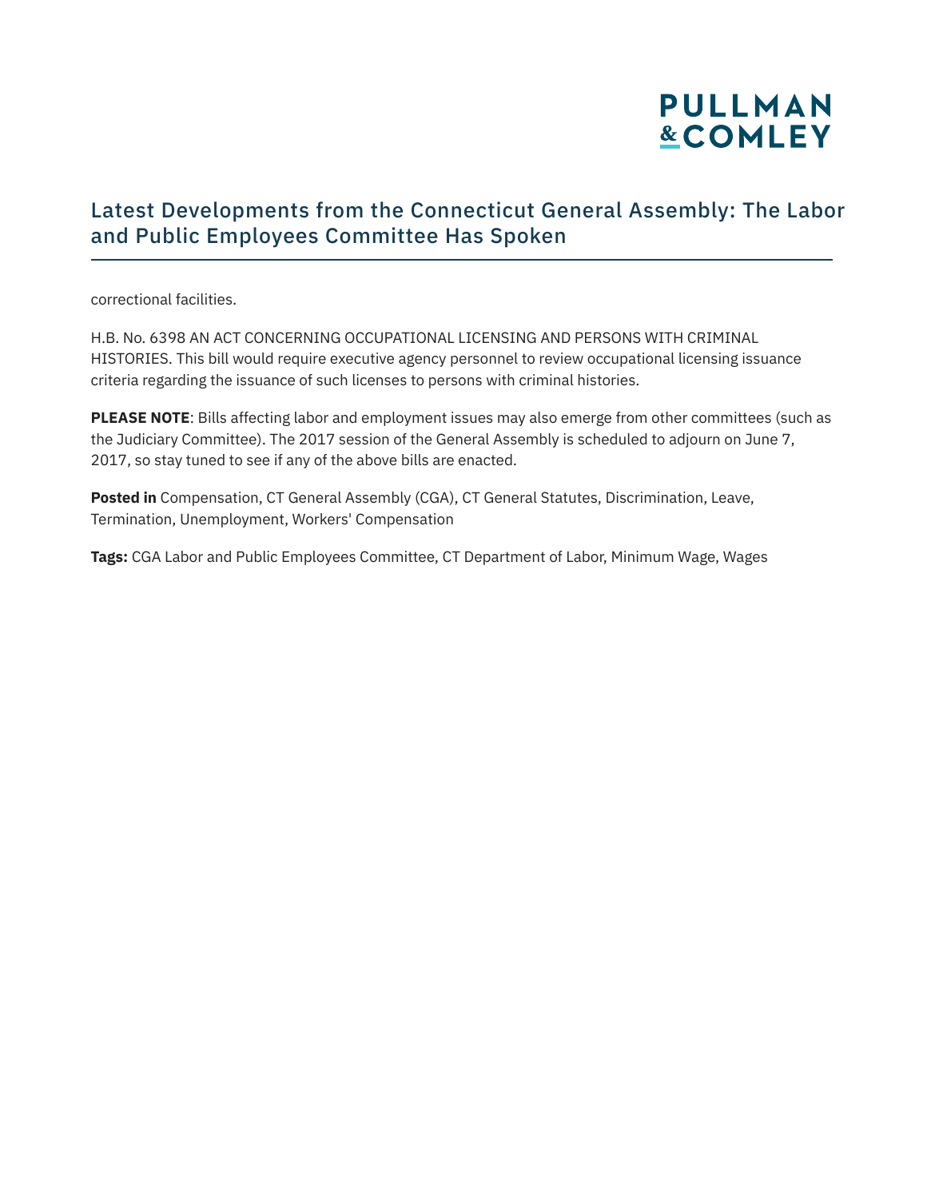correctional facilities.

H.B. No. 6398 AN ACT CONCERNING OCCUPATIONAL LICENSING AND PERSONS WITH CRIMINAL HISTORIES. This bill would require executive agency personnel to review occupational licensing issuance criteria regarding the issuance of such licenses to persons with criminal histories.

**PLEASE NOTE**: Bills affecting labor and employment issues may also emerge from other committees (such as the Judiciary Committee). The 2017 session of the General Assembly is scheduled to adjourn on June 7, 2017, so stay tuned to see if any of the above bills are enacted.

**Posted in** Compensation, CT General Assembly (CGA), CT General Statutes, Discrimination, Leave, Termination, Unemployment, Workers' Compensation

**Tags:** CGA Labor and Public Employees Committee, CT Department of Labor, Minimum Wage, Wages